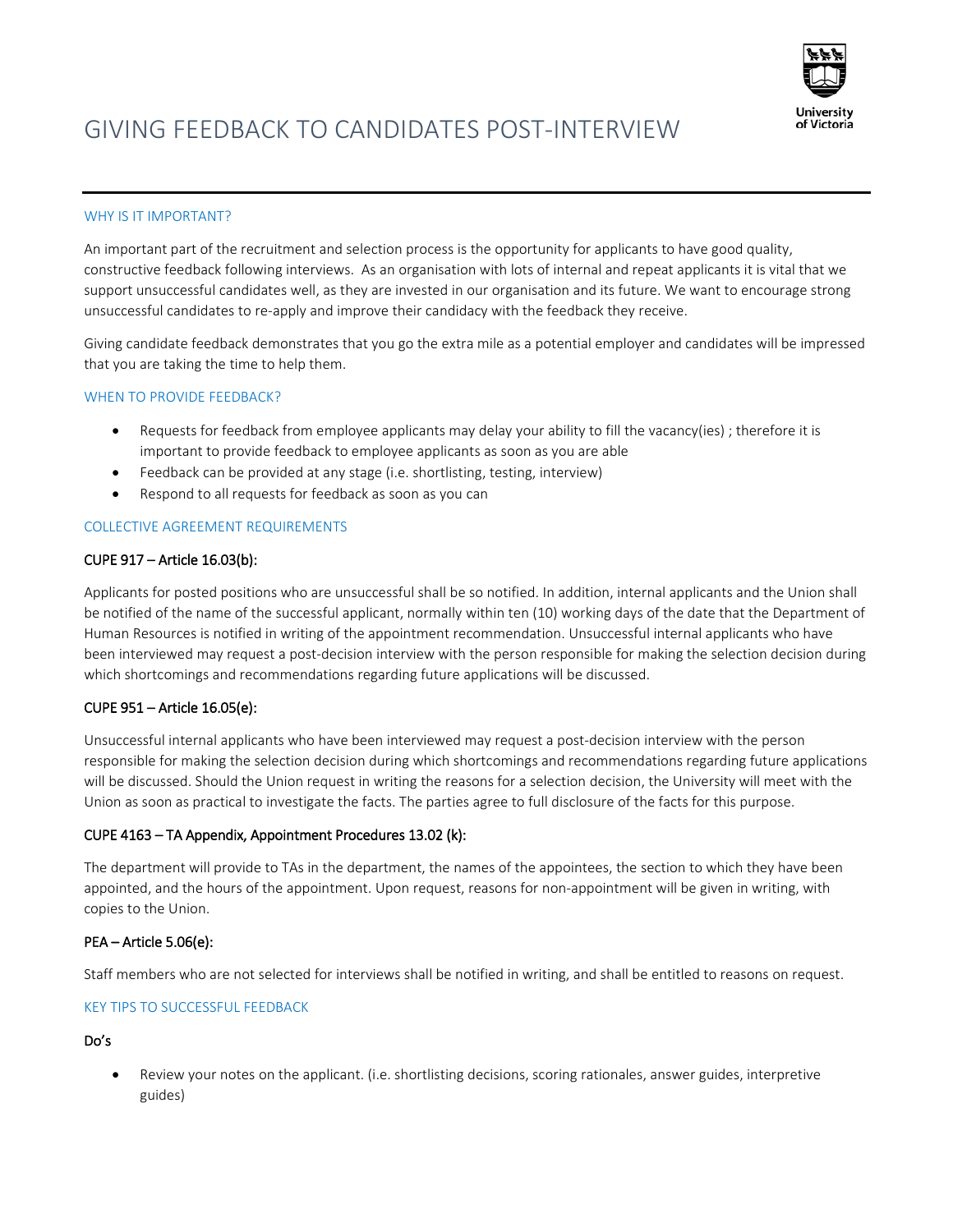# GIVING FEEDBACK TO CANDIDATES POST-INTERVIEW

## WHY IS IT IMPORTANT?

An important part of the recruitment and selection process is the opportunity for applicants to have good quality, constructive feedback following interviews. As an organisation with lots of internal and repeat applicants it is vital that we support unsuccessful candidates well, as they are invested in our organisation and its future. We want to encourage strong unsuccessful candidates to re-apply and improve their candidacy with the feedback they receive.

Giving candidate feedback demonstrates that you go the extra mile as a potential employer and candidates will be impressed that you are taking the time to help them.

## WHEN TO PROVIDE FEEDBACK?

- Requests for feedback from employee applicants may delay your ability to fill the vacancy(ies) ; therefore it is important to provide feedback to employee applicants as soon as you are able
- Feedback can be provided at any stage (i.e. shortlisting, testing, interview)
- Respond to all requests for feedback as soon as you can

## COLLECTIVE AGREEMENT REQUIREMENTS

### CUPE 917 – Article 16.03(b):

Applicants for posted positions who are unsuccessful shall be so notified. In addition, internal applicants and the Union shall be notified of the name of the successful applicant, normally within ten (10) working days of the date that the Department of Human Resources is notified in writing of the appointment recommendation. Unsuccessful internal applicants who have been interviewed may request a post-decision interview with the person responsible for making the selection decision during which shortcomings and recommendations regarding future applications will be discussed.

### CUPE 951 – Article 16.05(e):

Unsuccessful internal applicants who have been interviewed may request a post-decision interview with the person responsible for making the selection decision during which shortcomings and recommendations regarding future applications will be discussed. Should the Union request in writing the reasons for a selection decision, the University will meet with the Union as soon as practical to investigate the facts. The parties agree to full disclosure of the facts for this purpose.

### CUPE 4163 – TA Appendix, Appointment Procedures 13.02 (k):

The department will provide to TAs in the department, the names of the appointees, the section to which they have been appointed, and the hours of the appointment. Upon request, reasons for non-appointment will be given in writing, with copies to the Union.

### PEA – Article 5.06(e):

Staff members who are not selected for interviews shall be notified in writing, and shall be entitled to reasons on request.

## KEY TIPS TO SUCCESSFUL FEEDBACK

### Do's

- Review your notes on the applicant. (i.e. shortlisting decisions, scoring rationales, answer guides, interpretive guides)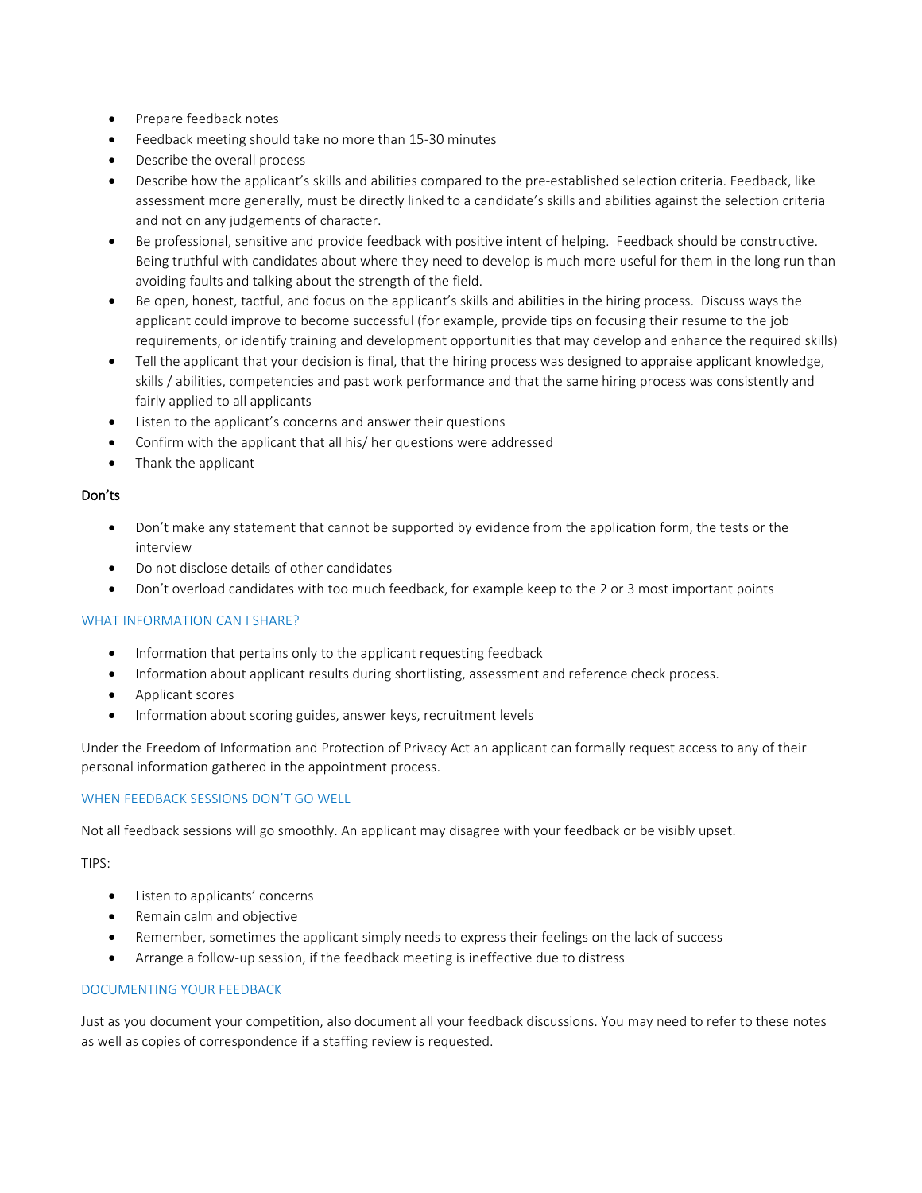- Prepare feedback notes
- Feedback meeting should take no more than 15-30 minutes
- Describe the overall process
- Describe how the applicant's skills and abilities compared to the pre-established selection criteria. Feedback, like assessment more generally, must be directly linked to a candidate's skills and abilities against the selection criteria and not on any judgements of character.
- Be professional, sensitive and provide feedback with positive intent of helping. Feedback should be constructive. Being truthful with candidates about where they need to develop is much more useful for them in the long run than avoiding faults and talking about the strength of the field.
- Be open, honest, tactful, and focus on the applicant's skills and abilities in the hiring process. Discuss ways the applicant could improve to become successful (for example, provide tips on focusing their resume to the job requirements, or identify training and development opportunities that may develop and enhance the required skills)
- Tell the applicant that your decision is final, that the hiring process was designed to appraise applicant knowledge, skills / abilities, competencies and past work performance and that the same hiring process was consistently and fairly applied to all applicants
- Listen to the applicant's concerns and answer their questions
- Confirm with the applicant that all his/ her questions were addressed
- Thank the applicant

#### Don'ts

- Don't make any statement that cannot be supported by evidence from the application form, the tests or the interview
- Do not disclose details of other candidates
- Don't overload candidates with too much feedback, for example keep to the 2 or 3 most important points

### WHAT INFORMATION CAN I SHARE?

- Information that pertains only to the applicant requesting feedback
- Information about applicant results during shortlisting, assessment and reference check process.
- Applicant scores
- Information about scoring guides, answer keys, recruitment levels

Under the Freedom of Information and Protection of Privacy Act an applicant can formally request access to any of their personal information gathered in the appointment process.

### WHEN FEEDBACK SESSIONS DON'T GO WELL

Not all feedback sessions will go smoothly. An applicant may disagree with your feedback or be visibly upset.

TIPS:

- Listen to applicants' concerns
- Remain calm and objective
- Remember, sometimes the applicant simply needs to express their feelings on the lack of success
- Arrange a follow-up session, if the feedback meeting is ineffective due to distress

### DOCUMENTING YOUR FEEDBACK

Just as you document your competition, also document all your feedback discussions. You may need to refer to these notes as well as copies of correspondence if a staffing review is requested.